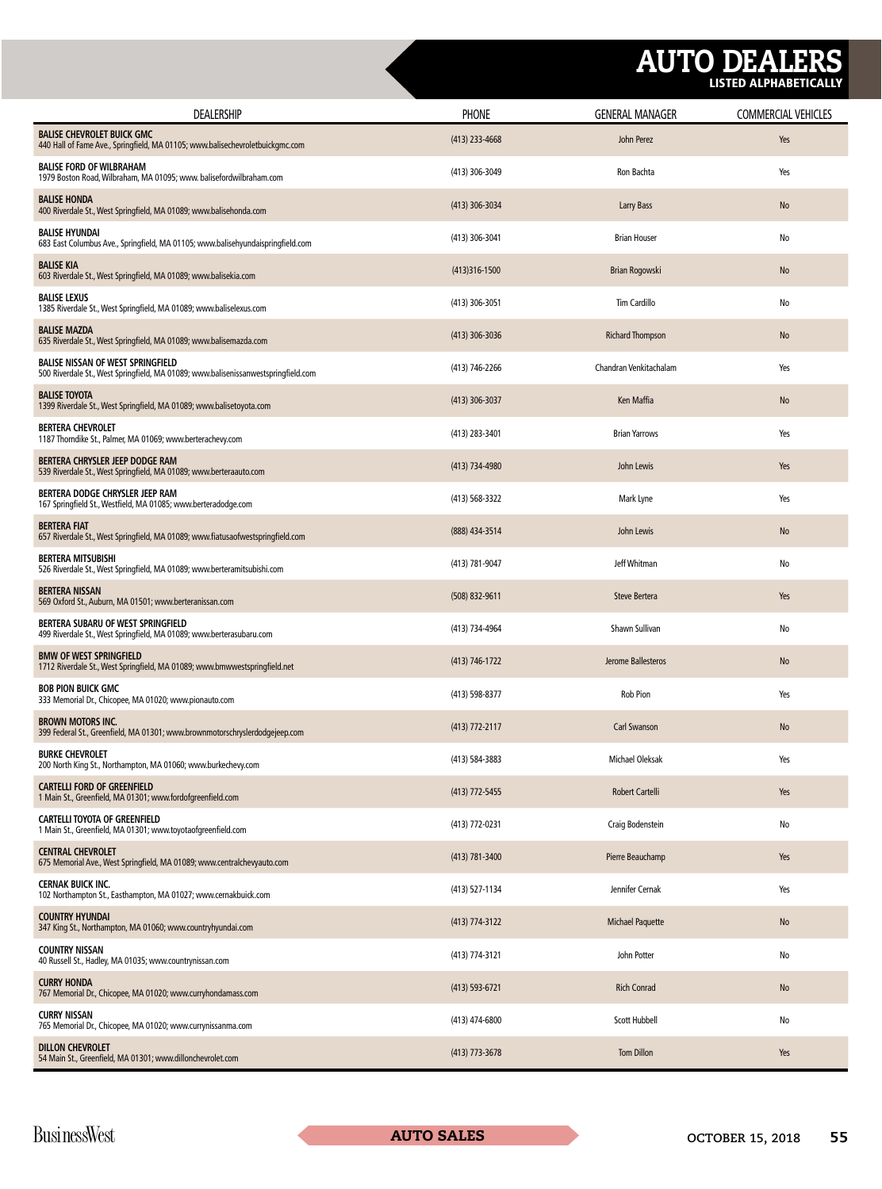# AUTO DEALERS
## LISTED ALPHABETICALLY

| DEALERSHIP | PHONE | GENERAL MANAGER | COMMERCIAL VEHICLES |
|---|---|---|---|
| **BALISE CHEVROLET BUICK GMC**<br>440 Hall of Fame Ave., Springfield, MA 01105; www.balisechevroletbuickgmc.com | (413) 233-4668 | John Perez | Yes |
| **BALISE FORD OF WILBRAHAM**<br>1979 Boston Road, Wilbraham, MA 01095; www. balisefordwilbraham.com | (413) 306-3049 | Ron Bachta | Yes |
| **BALISE HONDA**<br>400 Riverdale St., West Springfield, MA 01089; www.balisehonda.com | (413) 306-3034 | Larry Bass | No |
| **BALISE HYUNDAI**<br>683 East Columbus Ave., Springfield, MA 01105; www.balisehyundaispringfield.com | (413) 306-3041 | Brian Houser | No |
| **BALISE KIA**<br>603 Riverdale St., West Springfield, MA 01089; www.balisekia.com | (413)316-1500 | Brian Rogowski | No |
| **BALISE LEXUS**<br>1385 Riverdale St., West Springfield, MA 01089; www.baliselexus.com | (413) 306-3051 | Tim Cardillo | No |
| **BALISE MAZDA**<br>635 Riverdale St., West Springfield, MA 01089; www.balisemazda.com | (413) 306-3036 | Richard Thompson | No |
| **BALISE NISSAN OF WEST SPRINGFIELD**<br>500 Riverdale St., West Springfield, MA 01089; www.balisenissanwestspringfield.com | (413) 746-2266 | Chandran Venkitachalam | Yes |
| **BALISE TOYOTA**<br>1399 Riverdale St., West Springfield, MA 01089; www.balisetoyota.com | (413) 306-3037 | Ken Maffia | No |
| **BERTERA CHEVROLET**<br>1187 Thorndike St., Palmer, MA 01069; www.berterachevy.com | (413) 283-3401 | Brian Yarrows | Yes |
| **BERTERA CHRYSLER JEEP DODGE RAM**<br>539 Riverdale St., West Springfield, MA 01089; www.berteraauto.com | (413) 734-4980 | John Lewis | Yes |
| **BERTERA DODGE CHRYSLER JEEP RAM**<br>167 Springfield St., Westfield, MA 01085; www.berteradodge.com | (413) 568-3322 | Mark Lyne | Yes |
| **BERTERA FIAT**<br>657 Riverdale St., West Springfield, MA 01089; www.fiatusaofwestspringfield.com | (888) 434-3514 | John Lewis | No |
| **BERTERA MITSUBISHI**<br>526 Riverdale St., West Springfield, MA 01089; www.berteramitsubishi.com | (413) 781-9047 | Jeff Whitman | No |
| **BERTERA NISSAN**<br>569 Oxford St., Auburn, MA 01501; www.berteranissan.com | (508) 832-9611 | Steve Bertera | Yes |
| **BERTERA SUBARU OF WEST SPRINGFIELD**<br>499 Riverdale St., West Springfield, MA 01089; www.berterasubaru.com | (413) 734-4964 | Shawn Sullivan | No |
| **BMW OF WEST SPRINGFIELD**<br>1712 Riverdale St., West Springfield, MA 01089; www.bmwwestspringfield.net | (413) 746-1722 | Jerome Ballesteros | No |
| **BOB PION BUICK GMC**<br>333 Memorial Dr., Chicopee, MA 01020; www.pionauto.com | (413) 598-8377 | Rob Pion | Yes |
| **BROWN MOTORS INC.**<br>399 Federal St., Greenfield, MA 01301; www.brownmotorschryslerdodgejeep.com | (413) 772-2117 | Carl Swanson | No |
| **BURKE CHEVROLET**<br>200 North King St., Northampton, MA 01060; www.burkechevy.com | (413) 584-3883 | Michael Oleksak | Yes |
| **CARTELLI FORD OF GREENFIELD**<br>1 Main St., Greenfield, MA 01301; www.fordofgreenfield.com | (413) 772-5455 | Robert Cartelli | Yes |
| **CARTELLI TOYOTA OF GREENFIELD**<br>1 Main St., Greenfield, MA 01301; www.toyotaofgreenfield.com | (413) 772-0231 | Craig Bodenstein | No |
| **CENTRAL CHEVROLET**<br>675 Memorial Ave., West Springfield, MA 01089; www.centralchevyauto.com | (413) 781-3400 | Pierre Beauchamp | Yes |
| **CERNAK BUICK INC.**<br>102 Northampton St., Easthampton, MA 01027; www.cernakbuick.com | (413) 527-1134 | Jennifer Cernak | Yes |
| **COUNTRY HYUNDAI**<br>347 King St., Northampton, MA 01060; www.countryhyundai.com | (413) 774-3122 | Michael Paquette | No |
| **COUNTRY NISSAN**<br>40 Russell St., Hadley, MA 01035; www.countrynissan.com | (413) 774-3121 | John Potter | No |
| **CURRY HONDA**<br>767 Memorial Dr., Chicopee, MA 01020; www.curryhondamass.com | (413) 593-6721 | Rich Conrad | No |
| **CURRY NISSAN**<br>765 Memorial Dr., Chicopee, MA 01020; www.currynissanma.com | (413) 474-6800 | Scott Hubbell | No |
| **DILLON CHEVROLET**<br>54 Main St., Greenfield, MA 01301; www.dillonchevrolet.com | (413) 773-3678 | Tom Dillon | Yes |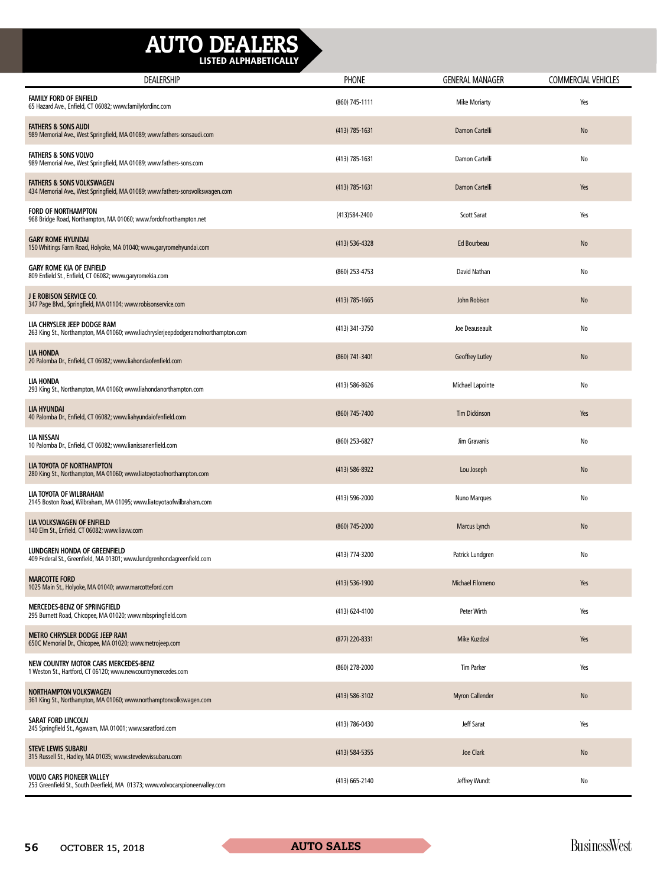# AUTO DEALERS

**LISTED ALPHABETICALLY**

| DEALERSHIP | PHONE | GENERAL MANAGER | COMMERCIAL VEHICLES |
|---|---|---|---|
| **FAMILY FORD OF ENFIELD**<br>65 Hazard Ave., Enfield, CT 06082; www.familyfordinc.com | (860) 745-1111 | Mike Moriarty | Yes |
| **FATHERS & SONS AUDI**<br>989 Memorial Ave., West Springfield, MA 01089; www.fathers-sonsaudi.com | (413) 785-1631 | Damon Cartelli | No |
| **FATHERS & SONS VOLVO**<br>989 Memorial Ave., West Springfield, MA 01089; www.fathers-sons.com | (413) 785-1631 | Damon Cartelli | No |
| **FATHERS & SONS VOLKSWAGEN**<br>434 Memorial Ave., West Springfield, MA 01089; www.fathers-sonsvolkswagen.com | (413) 785-1631 | Damon Cartelli | Yes |
| **FORD OF NORTHAMPTON**<br>968 Bridge Road, Northampton, MA 01060; www.fordofnorthampton.net | (413)584-2400 | Scott Sarat | Yes |
| **GARY ROME HYUNDAI**<br>150 Whitings Farm Road, Holyoke, MA 01040; www.garyromehyundai.com | (413) 536-4328 | Ed Bourbeau | No |
| **GARY ROME KIA OF ENFIELD**<br>809 Enfield St., Enfield, CT 06082; www.garyromekia.com | (860) 253-4753 | David Nathan | No |
| **J E ROBISON SERVICE CO.**<br>347 Page Blvd., Springfield, MA 01104; www.robisonservice.com | (413) 785-1665 | John Robison | No |
| **LIA CHRYSLER JEEP DODGE RAM**<br>263 King St., Northampton, MA 01060; www.liachryslerjeepdodgeramofnorthampton.com | (413) 341-3750 | Joe Deauseault | No |
| **LIA HONDA**<br>20 Palomba Dr., Enfield, CT 06082; www.liahondaofenfield.com | (860) 741-3401 | Geoffrey Lutley | No |
| **LIA HONDA**<br>293 King St., Northampton, MA 01060; www.liahondanorthampton.com | (413) 586-8626 | Michael Lapointe | No |
| **LIA HYUNDAI**<br>40 Palomba Dr., Enfield, CT 06082; www.liahyundaiofenfield.com | (860) 745-7400 | Tim Dickinson | Yes |
| **LIA NISSAN**<br>10 Palomba Dr., Enfield, CT 06082; www.lianissanenfield.com | (860) 253-6827 | Jim Gravanis | No |
| **LIA TOYOTA OF NORTHAMPTON**<br>280 King St., Northampton, MA 01060; www.liatoyotaofnorthampton.com | (413) 586-8922 | Lou Joseph | No |
| **LIA TOYOTA OF WILBRAHAM**<br>2145 Boston Road, Wilbraham, MA 01095; www.liatoyotaofwilbraham.com | (413) 596-2000 | Nuno Marques | No |
| **LIA VOLKSWAGEN OF ENFIELD**<br>140 Elm St., Enfield, CT 06082; www.liavw.com | (860) 745-2000 | Marcus Lynch | No |
| **LUNDGREN HONDA OF GREENFIELD**<br>409 Federal St., Greenfield, MA 01301; www.lundgrenhondagreenfield.com | (413) 774-3200 | Patrick Lundgren | No |
| **MARCOTTE FORD**<br>1025 Main St., Holyoke, MA 01040; www.marcotteford.com | (413) 536-1900 | Michael Filomeno | Yes |
| **MERCEDES-BENZ OF SPRINGFIELD**<br>295 Burnett Road, Chicopee, MA 01020; www.mbspringfield.com | (413) 624-4100 | Peter Wirth | Yes |
| **METRO CHRYSLER DODGE JEEP RAM**<br>650C Memorial Dr., Chicopee, MA 01020; www.metrojeep.com | (877) 220-8331 | Mike Kuzdzal | Yes |
| **NEW COUNTRY MOTOR CARS MERCEDES-BENZ**<br>1 Weston St., Hartford, CT 06120; www.newcountrymercedes.com | (860) 278-2000 | Tim Parker | Yes |
| **NORTHAMPTON VOLKSWAGEN**<br>361 King St., Northampton, MA 01060; www.northamptonvolkswagen.com | (413) 586-3102 | Myron Callender | No |
| **SARAT FORD LINCOLN**<br>245 Springfield St., Agawam, MA 01001; www.saratford.com | (413) 786-0430 | Jeff Sarat | Yes |
| **STEVE LEWIS SUBARU**<br>315 Russell St., Hadley, MA 01035; www.stevelewissubaru.com | (413) 584-5355 | Joe Clark | No |
| **VOLVO CARS PIONEER VALLEY**<br>253 Greenfield St., South Deerfield, MA 01373; www.volvocarspioneervalley.com | (413) 665-2140 | Jeffrey Wundt | No |